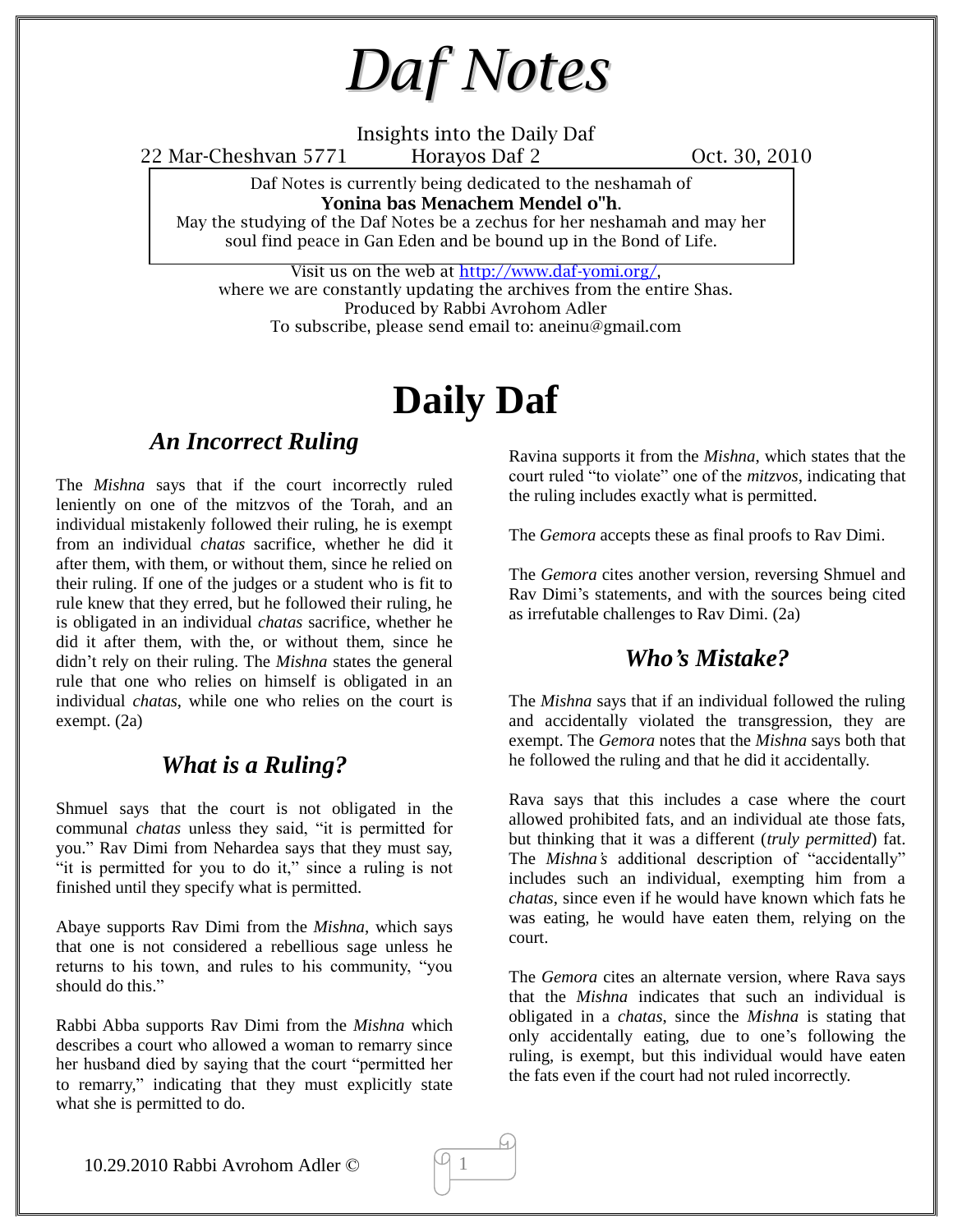# *Daf Notes*

Insights into the Daily Daf

22 Mar-Cheshvan 5771 Horayos Daf 2 Oct. 30, 2010

Daf Notes is currently being dedicated to the neshamah of
**Yonina bas Menachem Mendel o"h**.
May the studying of the Daf Notes be a zechus for her neshamah and may her soul find peace in Gan Eden and be bound up in the Bond of Life.

Visit us on the web at http://www.daf-yomi.org/,
where we are constantly updating the archives from the entire Shas.
Produced by Rabbi Avrohom Adler
To subscribe, please send email to: aneinu@gmail.com

# Daily Daf

## *An Incorrect Ruling*

The *Mishna* says that if the court incorrectly ruled leniently on one of the mitzvos of the Torah, and an individual mistakenly followed their ruling, he is exempt from an individual *chatas* sacrifice, whether he did it after them, with them, or without them, since he relied on their ruling. If one of the judges or a student who is fit to rule knew that they erred, but he followed their ruling, he is obligated in an individual *chatas* sacrifice, whether he did it after them, with the, or without them, since he didn't rely on their ruling. The *Mishna* states the general rule that one who relies on himself is obligated in an individual *chatas*, while one who relies on the court is exempt. (2a)

## *What is a Ruling?*

Shmuel says that the court is not obligated in the communal *chatas* unless they said, "it is permitted for you." Rav Dimi from Nehardea says that they must say, "it is permitted for you to do it," since a ruling is not finished until they specify what is permitted.

Abaye supports Rav Dimi from the *Mishna*, which says that one is not considered a rebellious sage unless he returns to his town, and rules to his community, "you should do this."

Rabbi Abba supports Rav Dimi from the *Mishna* which describes a court who allowed a woman to remarry since her husband died by saying that the court "permitted her to remarry," indicating that they must explicitly state what she is permitted to do.

Ravina supports it from the *Mishna*, which states that the court ruled "to violate" one of the *mitzvos*, indicating that the ruling includes exactly what is permitted.

The *Gemora* accepts these as final proofs to Rav Dimi.

The *Gemora* cites another version, reversing Shmuel and Rav Dimi's statements, and with the sources being cited as irrefutable challenges to Rav Dimi. (2a)

## *Who's Mistake?*

The *Mishna* says that if an individual followed the ruling and accidentally violated the transgression, they are exempt. The *Gemora* notes that the *Mishna* says both that he followed the ruling and that he did it accidentally.

Rava says that this includes a case where the court allowed prohibited fats, and an individual ate those fats, but thinking that it was a different (*truly permitted*) fat. The *Mishna's* additional description of "accidentally" includes such an individual, exempting him from a *chatas*, since even if he would have known which fats he was eating, he would have eaten them, relying on the court.

The *Gemora* cites an alternate version, where Rava says that the *Mishna* indicates that such an individual is obligated in a *chatas*, since the *Mishna* is stating that only accidentally eating, due to one's following the ruling, is exempt, but this individual would have eaten the fats even if the court had not ruled incorrectly.

10.29.2010 Rabbi Avrohom Adler ©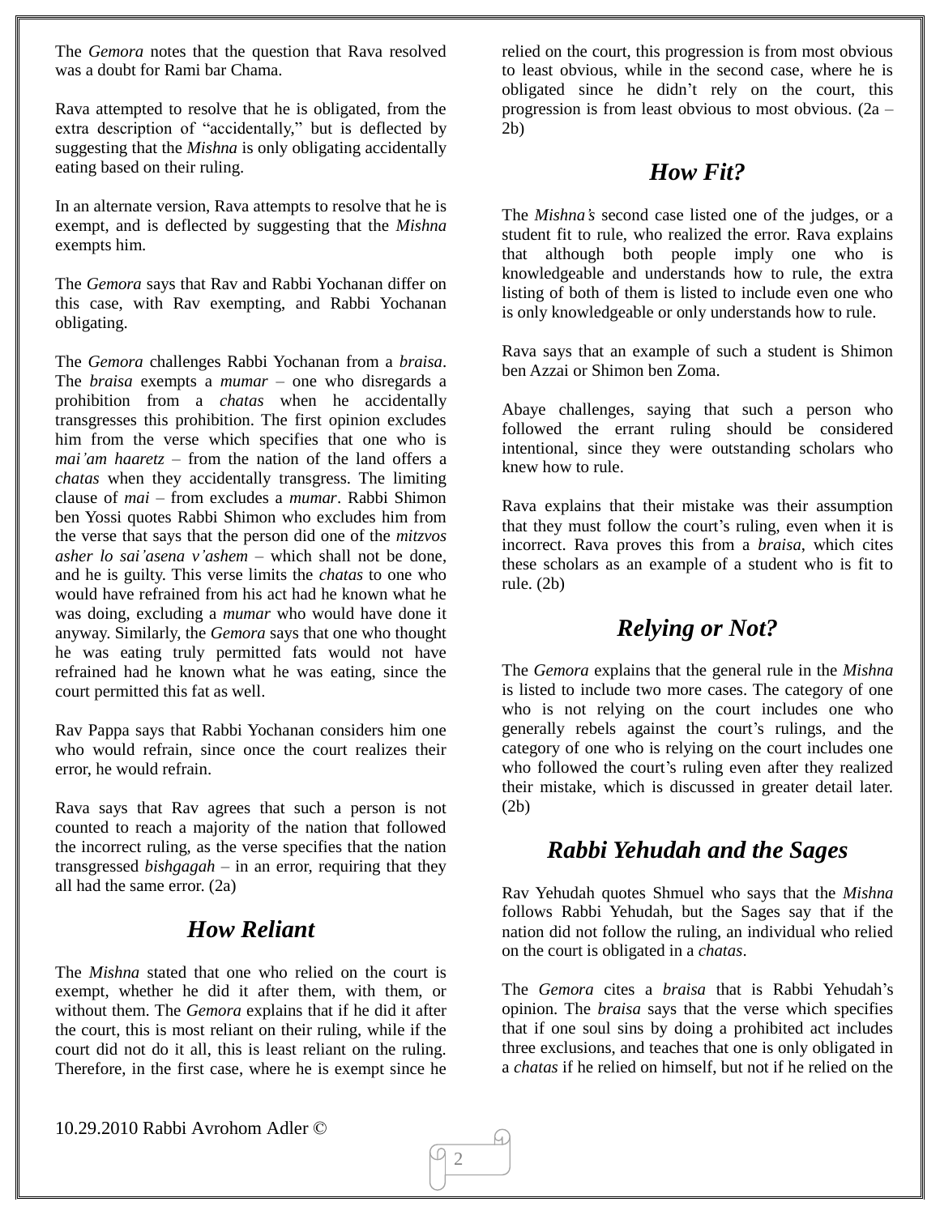The *Gemora* notes that the question that Rava resolved was a doubt for Rami bar Chama.

Rava attempted to resolve that he is obligated, from the extra description of "accidentally," but is deflected by suggesting that the *Mishna* is only obligating accidentally eating based on their ruling.

In an alternate version, Rava attempts to resolve that he is exempt, and is deflected by suggesting that the *Mishna* exempts him.

The *Gemora* says that Rav and Rabbi Yochanan differ on this case, with Rav exempting, and Rabbi Yochanan obligating.

The *Gemora* challenges Rabbi Yochanan from a *braisa*. The *braisa* exempts a *mumar* – one who disregards a prohibition from a *chatas* when he accidentally transgresses this prohibition. The first opinion excludes him from the verse which specifies that one who is *mai'am haaretz* – from the nation of the land offers a *chatas* when they accidentally transgress. The limiting clause of *mai* – from excludes a *mumar*. Rabbi Shimon ben Yossi quotes Rabbi Shimon who excludes him from the verse that says that the person did one of the *mitzvos asher lo sai'asena v'ashem* – which shall not be done, and he is guilty. This verse limits the *chatas* to one who would have refrained from his act had he known what he was doing, excluding a *mumar* who would have done it anyway. Similarly, the *Gemora* says that one who thought he was eating truly permitted fats would not have refrained had he known what he was eating, since the court permitted this fat as well.

Rav Pappa says that Rabbi Yochanan considers him one who would refrain, since once the court realizes their error, he would refrain.

Rava says that Rav agrees that such a person is not counted to reach a majority of the nation that followed the incorrect ruling, as the verse specifies that the nation transgressed *bishgagah* – in an error, requiring that they all had the same error. (2a)

## How Reliant

The *Mishna* stated that one who relied on the court is exempt, whether he did it after them, with them, or without them. The *Gemora* explains that if he did it after the court, this is most reliant on their ruling, while if the court did not do it all, this is least reliant on the ruling. Therefore, in the first case, where he is exempt since he relied on the court, this progression is from most obvious to least obvious, while in the second case, where he is obligated since he didn't rely on the court, this progression is from least obvious to most obvious. (2a – 2b)

## How Fit?

The *Mishna's* second case listed one of the judges, or a student fit to rule, who realized the error. Rava explains that although both people imply one who is knowledgeable and understands how to rule, the extra listing of both of them is listed to include even one who is only knowledgeable or only understands how to rule.

Rava says that an example of such a student is Shimon ben Azzai or Shimon ben Zoma.

Abaye challenges, saying that such a person who followed the errant ruling should be considered intentional, since they were outstanding scholars who knew how to rule.

Rava explains that their mistake was their assumption that they must follow the court's ruling, even when it is incorrect. Rava proves this from a *braisa*, which cites these scholars as an example of a student who is fit to rule. (2b)

## Relying or Not?

The *Gemora* explains that the general rule in the *Mishna* is listed to include two more cases. The category of one who is not relying on the court includes one who generally rebels against the court's rulings, and the category of one who is relying on the court includes one who followed the court's ruling even after they realized their mistake, which is discussed in greater detail later. (2b)

## Rabbi Yehudah and the Sages

Rav Yehudah quotes Shmuel who says that the *Mishna* follows Rabbi Yehudah, but the Sages say that if the nation did not follow the ruling, an individual who relied on the court is obligated in a *chatas*.

The *Gemora* cites a *braisa* that is Rabbi Yehudah's opinion. The *braisa* says that the verse which specifies that if one soul sins by doing a prohibited act includes three exclusions, and teaches that one is only obligated in a *chatas* if he relied on himself, but not if he relied on the

10.29.2010 Rabbi Avrohom Adler ©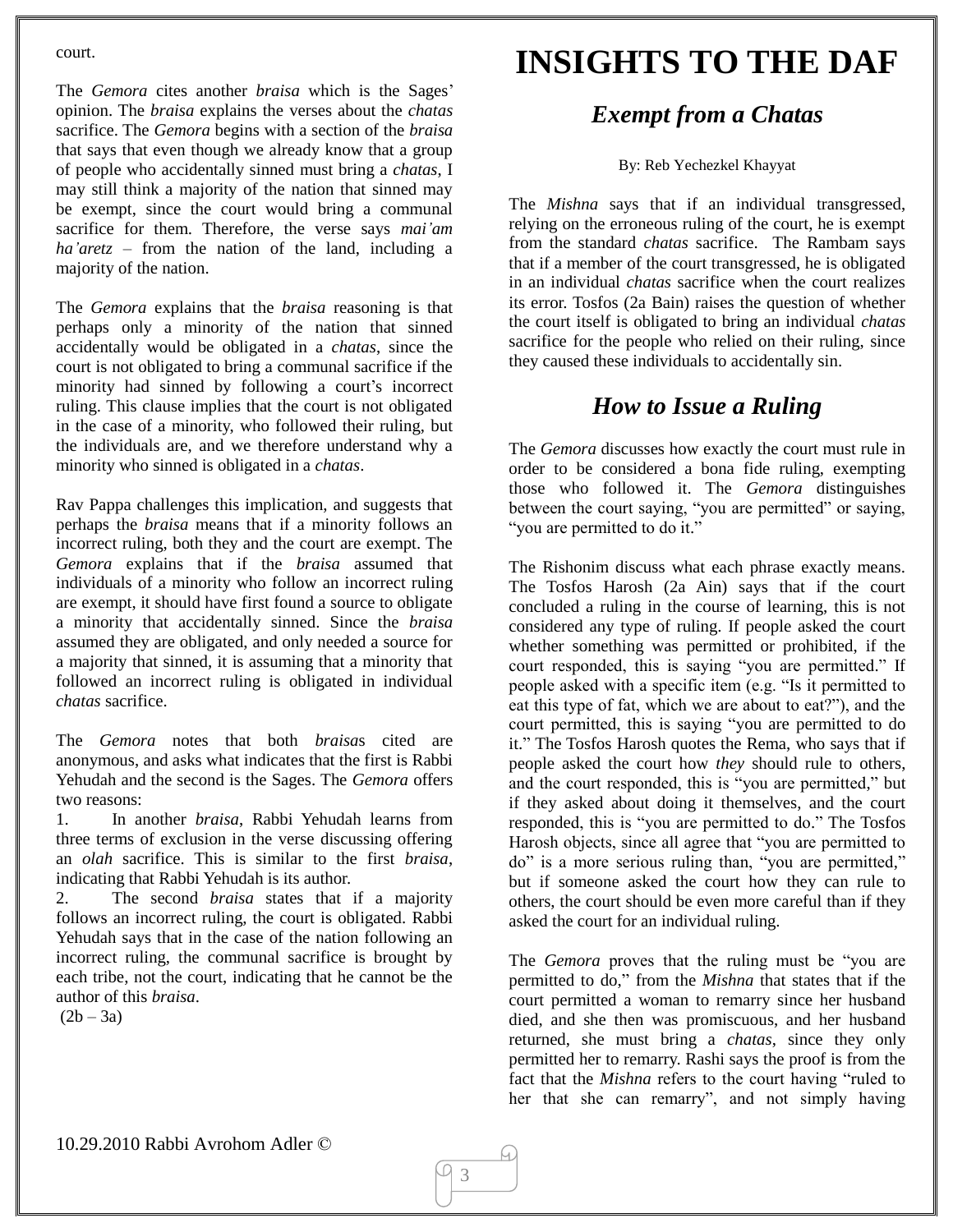court.

The *Gemora* cites another *braisa* which is the Sages' opinion. The *braisa* explains the verses about the *chatas* sacrifice. The *Gemora* begins with a section of the *braisa* that says that even though we already know that a group of people who accidentally sinned must bring a *chatas*, I may still think a majority of the nation that sinned may be exempt, since the court would bring a communal sacrifice for them. Therefore, the verse says *mai'am ha'aretz* – from the nation of the land, including a majority of the nation.

The *Gemora* explains that the *braisa* reasoning is that perhaps only a minority of the nation that sinned accidentally would be obligated in a *chatas*, since the court is not obligated to bring a communal sacrifice if the minority had sinned by following a court's incorrect ruling. This clause implies that the court is not obligated in the case of a minority, who followed their ruling, but the individuals are, and we therefore understand why a minority who sinned is obligated in a *chatas*.

Rav Pappa challenges this implication, and suggests that perhaps the *braisa* means that if a minority follows an incorrect ruling, both they and the court are exempt. The *Gemora* explains that if the *braisa* assumed that individuals of a minority who follow an incorrect ruling are exempt, it should have first found a source to obligate a minority that accidentally sinned. Since the *braisa* assumed they are obligated, and only needed a source for a majority that sinned, it is assuming that a minority that followed an incorrect ruling is obligated in individual *chatas* sacrifice.

The *Gemora* notes that both *braisa*s cited are anonymous, and asks what indicates that the first is Rabbi Yehudah and the second is the Sages. The *Gemora* offers two reasons:

1. In another *braisa*, Rabbi Yehudah learns from three terms of exclusion in the verse discussing offering an *olah* sacrifice. This is similar to the first *braisa*, indicating that Rabbi Yehudah is its author.
2. The second *braisa* states that if a majority follows an incorrect ruling, the court is obligated. Rabbi Yehudah says that in the case of the nation following an incorrect ruling, the communal sacrifice is brought by each tribe, not the court, indicating that he cannot be the author of this *braisa*.

(2b – 3a)

# INSIGHTS TO THE DAF

## *Exempt from a Chatas*

By: Reb Yechezkel Khayyat

The *Mishna* says that if an individual transgressed, relying on the erroneous ruling of the court, he is exempt from the standard *chatas* sacrifice. The Rambam says that if a member of the court transgressed, he is obligated in an individual *chatas* sacrifice when the court realizes its error. Tosfos (2a Bain) raises the question of whether the court itself is obligated to bring an individual *chatas* sacrifice for the people who relied on their ruling, since they caused these individuals to accidentally sin.

## *How to Issue a Ruling*

The *Gemora* discusses how exactly the court must rule in order to be considered a bona fide ruling, exempting those who followed it. The *Gemora* distinguishes between the court saying, "you are permitted" or saying, "you are permitted to do it."

The Rishonim discuss what each phrase exactly means. The Tosfos Harosh (2a Ain) says that if the court concluded a ruling in the course of learning, this is not considered any type of ruling. If people asked the court whether something was permitted or prohibited, if the court responded, this is saying "you are permitted." If people asked with a specific item (e.g. "Is it permitted to eat this type of fat, which we are about to eat?"), and the court permitted, this is saying "you are permitted to do it." The Tosfos Harosh quotes the Rema, who says that if people asked the court how *they* should rule to others, and the court responded, this is "you are permitted," but if they asked about doing it themselves, and the court responded, this is "you are permitted to do." The Tosfos Harosh objects, since all agree that "you are permitted to do" is a more serious ruling than, "you are permitted," but if someone asked the court how they can rule to others, the court should be even more careful than if they asked the court for an individual ruling.

The *Gemora* proves that the ruling must be "you are permitted to do," from the *Mishna* that states that if the court permitted a woman to remarry since her husband died, and she then was promiscuous, and her husband returned, she must bring a *chatas*, since they only permitted her to remarry. Rashi says the proof is from the fact that the *Mishna* refers to the court having "ruled to her that she can remarry", and not simply having

10.29.2010 Rabbi Avrohom Adler ©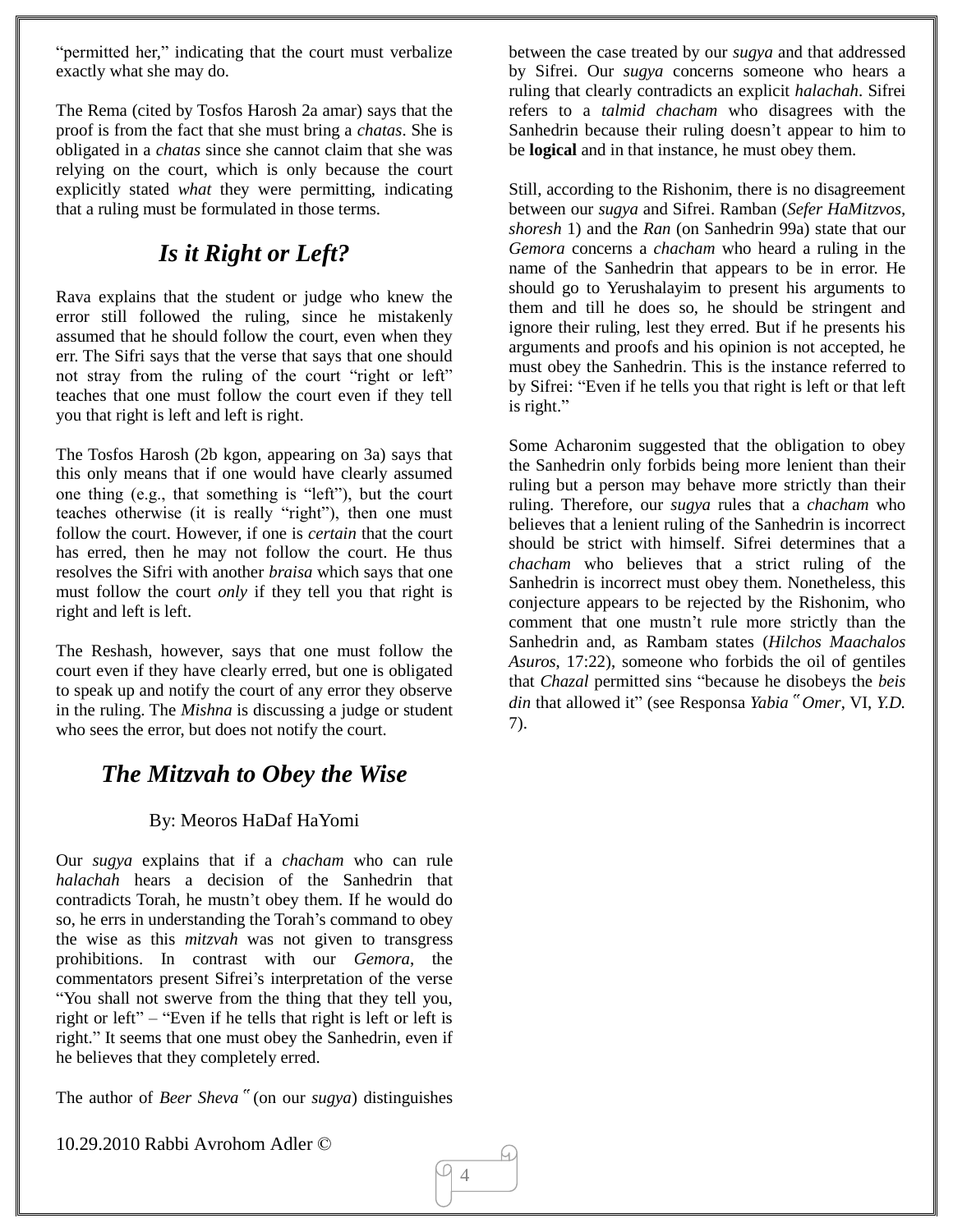"permitted her," indicating that the court must verbalize exactly what she may do.

The Rema (cited by Tosfos Harosh 2a amar) says that the proof is from the fact that she must bring a *chatas*. She is obligated in a *chatas* since she cannot claim that she was relying on the court, which is only because the court explicitly stated *what* they were permitting, indicating that a ruling must be formulated in those terms.

## *Is it Right or Left?*

Rava explains that the student or judge who knew the error still followed the ruling, since he mistakenly assumed that he should follow the court, even when they err. The Sifri says that the verse that says that one should not stray from the ruling of the court "right or left" teaches that one must follow the court even if they tell you that right is left and left is right.

The Tosfos Harosh (2b kgon, appearing on 3a) says that this only means that if one would have clearly assumed one thing (e.g., that something is "left"), but the court teaches otherwise (it is really "right"), then one must follow the court. However, if one is *certain* that the court has erred, then he may not follow the court. He thus resolves the Sifri with another *braisa* which says that one must follow the court *only* if they tell you that right is right and left is left.

The Reshash, however, says that one must follow the court even if they have clearly erred, but one is obligated to speak up and notify the court of any error they observe in the ruling. The *Mishna* is discussing a judge or student who sees the error, but does not notify the court.

## *The Mitzvah to Obey the Wise*

By: Meoros HaDaf HaYomi

Our *sugya* explains that if a *chacham* who can rule *halachah* hears a decision of the Sanhedrin that contradicts Torah, he mustn't obey them. If he would do so, he errs in understanding the Torah's command to obey the wise as this *mitzvah* was not given to transgress prohibitions. In contrast with our *Gemora*, the commentators present Sifrei's interpretation of the verse "You shall not swerve from the thing that they tell you, right or left" – "Even if he tells that right is left or left is right." It seems that one must obey the Sanhedrin, even if he believes that they completely erred.

The author of *Beer Sheva"* (on our *sugya*) distinguishes between the case treated by our *sugya* and that addressed by Sifrei. Our *sugya* concerns someone who hears a ruling that clearly contradicts an explicit *halachah*. Sifrei refers to a *talmid chacham* who disagrees with the Sanhedrin because their ruling doesn't appear to him to be **logical** and in that instance, he must obey them.

Still, according to the Rishonim, there is no disagreement between our *sugya* and Sifrei. Ramban (*Sefer HaMitzvos, shoresh* 1) and the *Ran* (on Sanhedrin 99a) state that our *Gemora* concerns a *chacham* who heard a ruling in the name of the Sanhedrin that appears to be in error. He should go to Yerushalayim to present his arguments to them and till he does so, he should be stringent and ignore their ruling, lest they erred. But if he presents his arguments and proofs and his opinion is not accepted, he must obey the Sanhedrin. This is the instance referred to by Sifrei: "Even if he tells you that right is left or that left is right."

Some Acharonim suggested that the obligation to obey the Sanhedrin only forbids being more lenient than their ruling but a person may behave more strictly than their ruling. Therefore, our *sugya* rules that a *chacham* who believes that a lenient ruling of the Sanhedrin is incorrect should be strict with himself. Sifrei determines that a *chacham* who believes that a strict ruling of the Sanhedrin is incorrect must obey them. Nonetheless, this conjecture appears to be rejected by the Rishonim, who comment that one mustn't rule more strictly than the Sanhedrin and, as Rambam states (*Hilchos Maachalos Asuros*, 17:22), someone who forbids the oil of gentiles that *Chazal* permitted sins "because he disobeys the *beis din* that allowed it" (see Responsa *Yabia" Omer*, VI, *Y.D.* 7).

10.29.2010 Rabbi Avrohom Adler ©